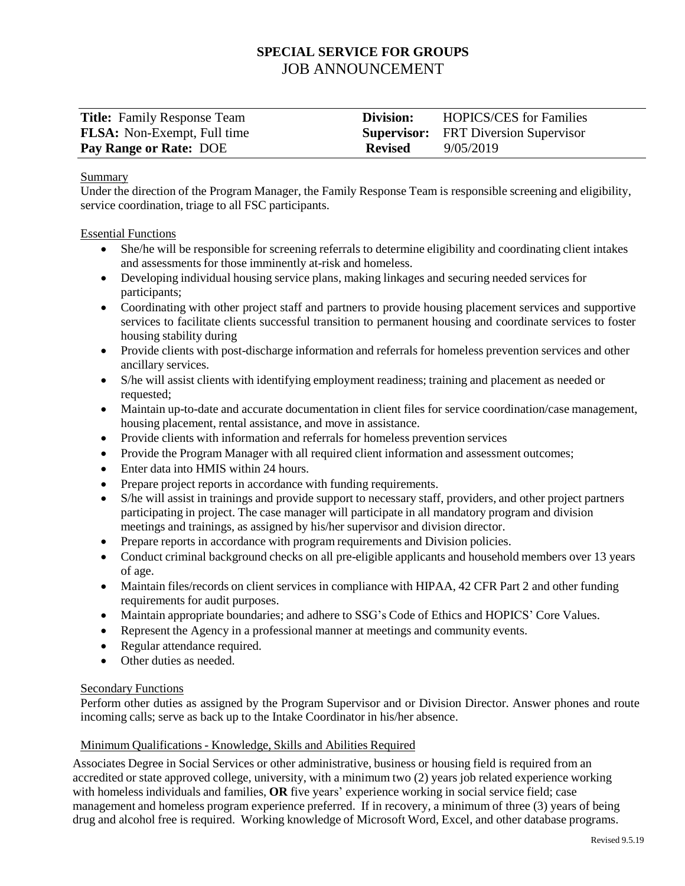# SPECIAL SERVICE FOR GROUPS
## JOB ANNOUNCEMENT

| | | | |
|---|---|---|---|
| **Title:** Family Response Team | | **Division:** | HOPICS/CES for Families |
| **FLSA:** Non-Exempt, Full time | | **Supervisor:** | FRT Diversion Supervisor |
| **Pay Range or Rate:** DOE | | **Revised** | 9/05/2019 |

### Summary

Under the direction of the Program Manager, the Family Response Team is responsible screening and eligibility, service coordination, triage to all FSC participants.

### Essential Functions

- She/he will be responsible for screening referrals to determine eligibility and coordinating client intakes and assessments for those imminently at-risk and homeless.
- Developing individual housing service plans, making linkages and securing needed services for participants;
- Coordinating with other project staff and partners to provide housing placement services and supportive services to facilitate clients successful transition to permanent housing and coordinate services to foster housing stability during
- Provide clients with post-discharge information and referrals for homeless prevention services and other ancillary services.
- S/he will assist clients with identifying employment readiness; training and placement as needed or requested;
- Maintain up-to-date and accurate documentation in client files for service coordination/case management, housing placement, rental assistance, and move in assistance.
- Provide clients with information and referrals for homeless prevention services
- Provide the Program Manager with all required client information and assessment outcomes;
- Enter data into HMIS within 24 hours.
- Prepare project reports in accordance with funding requirements.
- S/he will assist in trainings and provide support to necessary staff, providers, and other project partners participating in project. The case manager will participate in all mandatory program and division meetings and trainings, as assigned by his/her supervisor and division director.
- Prepare reports in accordance with program requirements and Division policies.
- Conduct criminal background checks on all pre-eligible applicants and household members over 13 years of age.
- Maintain files/records on client services in compliance with HIPAA, 42 CFR Part 2 and other funding requirements for audit purposes.
- Maintain appropriate boundaries; and adhere to SSG's Code of Ethics and HOPICS' Core Values.
- Represent the Agency in a professional manner at meetings and community events.
- Regular attendance required.
- Other duties as needed.

### Secondary Functions

Perform other duties as assigned by the Program Supervisor and or Division Director. Answer phones and route incoming calls; serve as back up to the Intake Coordinator in his/her absence.

### Minimum Qualifications - Knowledge, Skills and Abilities Required

Associates Degree in Social Services or other administrative, business or housing field is required from an accredited or state approved college, university, with a minimum two (2) years job related experience working with homeless individuals and families, **OR** five years' experience working in social service field; case management and homeless program experience preferred. If in recovery, a minimum of three (3) years of being drug and alcohol free is required. Working knowledge of Microsoft Word, Excel, and other database programs.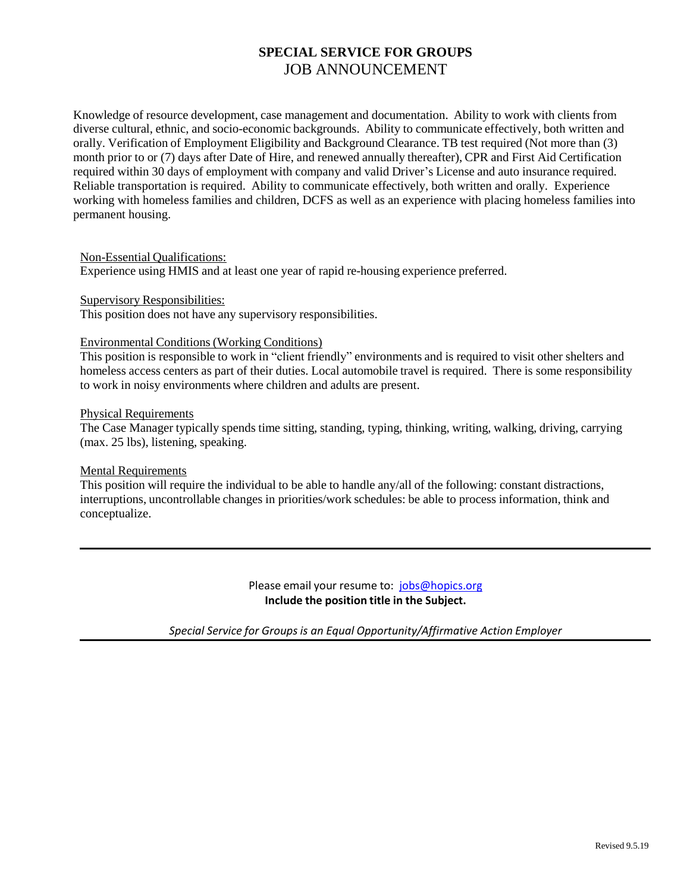# SPECIAL SERVICE FOR GROUPS
## JOB ANNOUNCEMENT

Knowledge of resource development, case management and documentation. Ability to work with clients from diverse cultural, ethnic, and socio-economic backgrounds. Ability to communicate effectively, both written and orally. Verification of Employment Eligibility and Background Clearance. TB test required (Not more than (3) month prior to or (7) days after Date of Hire, and renewed annually thereafter), CPR and First Aid Certification required within 30 days of employment with company and valid Driver's License and auto insurance required. Reliable transportation is required. Ability to communicate effectively, both written and orally. Experience working with homeless families and children, DCFS as well as an experience with placing homeless families into permanent housing.

<u>Non-Essential Qualifications:</u>
Experience using HMIS and at least one year of rapid re-housing experience preferred.

<u>Supervisory Responsibilities:</u>
This position does not have any supervisory responsibilities.

<u>Environmental Conditions (Working Conditions)</u>
This position is responsible to work in "client friendly" environments and is required to visit other shelters and homeless access centers as part of their duties. Local automobile travel is required. There is some responsibility to work in noisy environments where children and adults are present.

<u>Physical Requirements</u>
The Case Manager typically spends time sitting, standing, typing, thinking, writing, walking, driving, carrying (max. 25 lbs), listening, speaking.

<u>Mental Requirements</u>
This position will require the individual to be able to handle any/all of the following: constant distractions, interruptions, uncontrollable changes in priorities/work schedules: be able to process information, think and conceptualize.

---

Please email your resume to: [jobs@hopics.org](mailto:jobs@hopics.org)
**Include the position title in the Subject.**

*Special Service for Groups is an Equal Opportunity/Affirmative Action Employer*

---

Revised 9.5.19